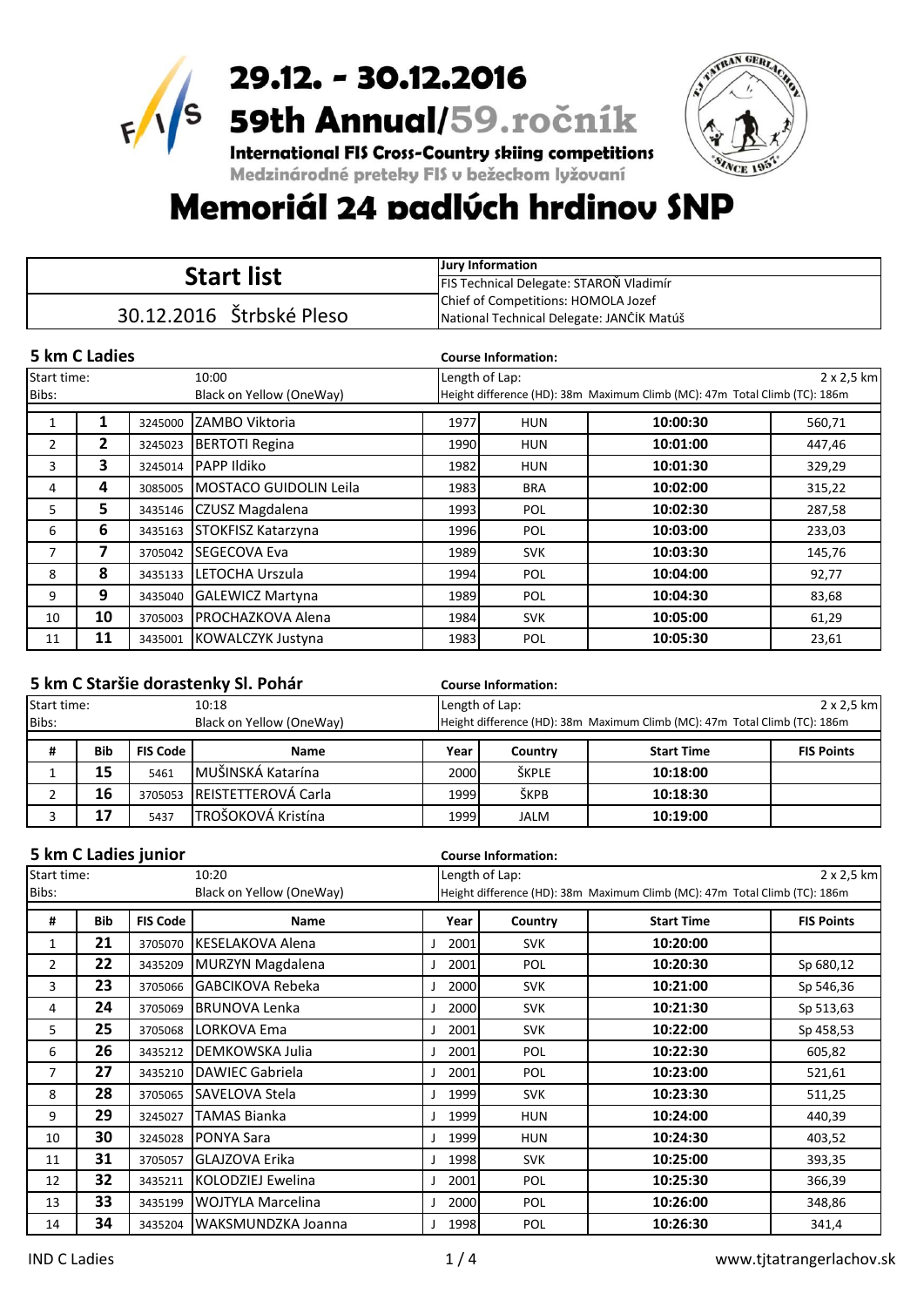# 29.12. - 30.12.2016

# 59th Annual/59.ročník

**International FIS Cross-Country skiing competitions**

Medzinárodné preteky FIS v bežeckom lyžovaní

# Memoriál 24 padlých hrdinov SNP

| Start list | Jury Information |
|---|---|
| | FIS Technical Delegate: STAROŇ Vladimír |
| 30.12.2016 Štrbské Pleso | Chief of Competitions: HOMOLA Jozef |
| | National Technical Delegate: JANČÍK Matúš |

## 5 km C Ladies

**Course Information:**

Start time: 10:00
Bibs: Black on Yellow (OneWay)

Length of Lap: 2 x 2,5 km
Height difference (HD): 38m Maximum Climb (MC): 47m Total Climb (TC): 186m

| # | Bib | FIS Code | Name | Year | Country | Start Time | FIS Points |
|---|---|---|---|---|---|---|---|
| 1 | 1 | 3245000 | ZAMBO Viktoria | 1977 | HUN | 10:00:30 | 560,71 |
| 2 | 2 | 3245023 | BERTOTI Regina | 1990 | HUN | 10:01:00 | 447,46 |
| 3 | 3 | 3245014 | PAPP Ildiko | 1982 | HUN | 10:01:30 | 329,29 |
| 4 | 4 | 3085005 | MOSTACO GUIDOLIN Leila | 1983 | BRA | 10:02:00 | 315,22 |
| 5 | 5 | 3435146 | CZUSZ Magdalena | 1993 | POL | 10:02:30 | 287,58 |
| 6 | 6 | 3435163 | STOKFISZ Katarzyna | 1996 | POL | 10:03:00 | 233,03 |
| 7 | 7 | 3705042 | SEGECOVA Eva | 1989 | SVK | 10:03:30 | 145,76 |
| 8 | 8 | 3435133 | LETOCHA Urszula | 1994 | POL | 10:04:00 | 92,77 |
| 9 | 9 | 3435040 | GALEWICZ Martyna | 1989 | POL | 10:04:30 | 83,68 |
| 10 | 10 | 3705003 | PROCHAZKOVA Alena | 1984 | SVK | 10:05:00 | 61,29 |
| 11 | 11 | 3435001 | KOWALCZYK Justyna | 1983 | POL | 10:05:30 | 23,61 |

## 5 km C Staršie dorastenky Sl. Pohár

**Course Information:**

Start time: 10:18
Bibs: Black on Yellow (OneWay)

Length of Lap: 2 x 2,5 km
Height difference (HD): 38m Maximum Climb (MC): 47m Total Climb (TC): 186m

| # | Bib | FIS Code | Name | Year | Country | Start Time | FIS Points |
|---|---|---|---|---|---|---|---|
| 1 | 15 | 5461 | MUŠINSKÁ Katarína | 2000 | ŠKPLE | 10:18:00 | |
| 2 | 16 | 3705053 | REISTETTEROVÁ Carla | 1999 | ŠKPB | 10:18:30 | |
| 3 | 17 | 5437 | TROŠOKOVÁ Kristína | 1999 | JALM | 10:19:00 | |

## 5 km C Ladies junior

**Course Information:**

Start time: 10:20
Bibs: Black on Yellow (OneWay)

Length of Lap: 2 x 2,5 km
Height difference (HD): 38m Maximum Climb (MC): 47m Total Climb (TC): 186m

| # | Bib | FIS Code | Name | | Year | Country | Start Time | FIS Points |
|---|---|---|---|---|---|---|---|---|
| 1 | 21 | 3705070 | KESELAKOVA Alena | J | 2001 | SVK | 10:20:00 | |
| 2 | 22 | 3435209 | MURZYN Magdalena | J | 2001 | POL | 10:20:30 | Sp 680,12 |
| 3 | 23 | 3705066 | GABCIKOVA Rebeka | J | 2000 | SVK | 10:21:00 | Sp 546,36 |
| 4 | 24 | 3705069 | BRUNOVA Lenka | J | 2000 | SVK | 10:21:30 | Sp 513,63 |
| 5 | 25 | 3705068 | LORKOVA Ema | J | 2001 | SVK | 10:22:00 | Sp 458,53 |
| 6 | 26 | 3435212 | DEMKOWSKA Julia | J | 2001 | POL | 10:22:30 | 605,82 |
| 7 | 27 | 3435210 | DAWIEC Gabriela | J | 2001 | POL | 10:23:00 | 521,61 |
| 8 | 28 | 3705065 | SAVELOVA Stela | J | 1999 | SVK | 10:23:30 | 511,25 |
| 9 | 29 | 3245027 | TAMAS Bianka | J | 1999 | HUN | 10:24:00 | 440,39 |
| 10 | 30 | 3245028 | PONYA Sara | J | 1999 | HUN | 10:24:30 | 403,52 |
| 11 | 31 | 3705057 | GLAJZOVA Erika | J | 1998 | SVK | 10:25:00 | 393,35 |
| 12 | 32 | 3435211 | KOLODZIEJ Ewelina | J | 2001 | POL | 10:25:30 | 366,39 |
| 13 | 33 | 3435199 | WOJTYLA Marcelina | J | 2000 | POL | 10:26:00 | 348,86 |
| 14 | 34 | 3435204 | WAKSMUNDZKA Joanna | J | 1998 | POL | 10:26:30 | 341,4 |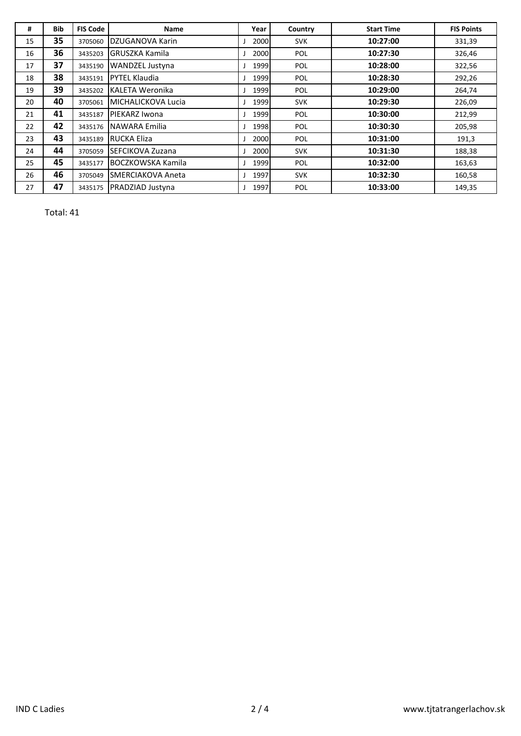| # | Bib | FIS Code | Name | Year | Country | Start Time | FIS Points |
|---|---|---|---|---|---|---|---|
| 15 | **35** | 3705060 | DZUGANOVA Karin | J 2000 | SVK | **10:27:00** | 331,39 |
| 16 | **36** | 3435203 | GRUSZKA Kamila | J 2000 | POL | **10:27:30** | 326,46 |
| 17 | **37** | 3435190 | WANDZEL Justyna | J 1999 | POL | **10:28:00** | 322,56 |
| 18 | **38** | 3435191 | PYTEL Klaudia | J 1999 | POL | **10:28:30** | 292,26 |
| 19 | **39** | 3435202 | KALETA Weronika | J 1999 | POL | **10:29:00** | 264,74 |
| 20 | **40** | 3705061 | MICHALICKOVA Lucia | J 1999 | SVK | **10:29:30** | 226,09 |
| 21 | **41** | 3435187 | PIEKARZ Iwona | J 1999 | POL | **10:30:00** | 212,99 |
| 22 | **42** | 3435176 | NAWARA Emilia | J 1998 | POL | **10:30:30** | 205,98 |
| 23 | **43** | 3435189 | RUCKA Eliza | J 2000 | POL | **10:31:00** | 191,3 |
| 24 | **44** | 3705059 | SEFCIKOVA Zuzana | J 2000 | SVK | **10:31:30** | 188,38 |
| 25 | **45** | 3435177 | BOCZKOWSKA Kamila | J 1999 | POL | **10:32:00** | 163,63 |
| 26 | **46** | 3705049 | SMERCIAKOVA Aneta | J 1997 | SVK | **10:32:30** | 160,58 |
| 27 | **47** | 3435175 | PRADZIAD Justyna | J 1997 | POL | **10:33:00** | 149,35 |

Total: 41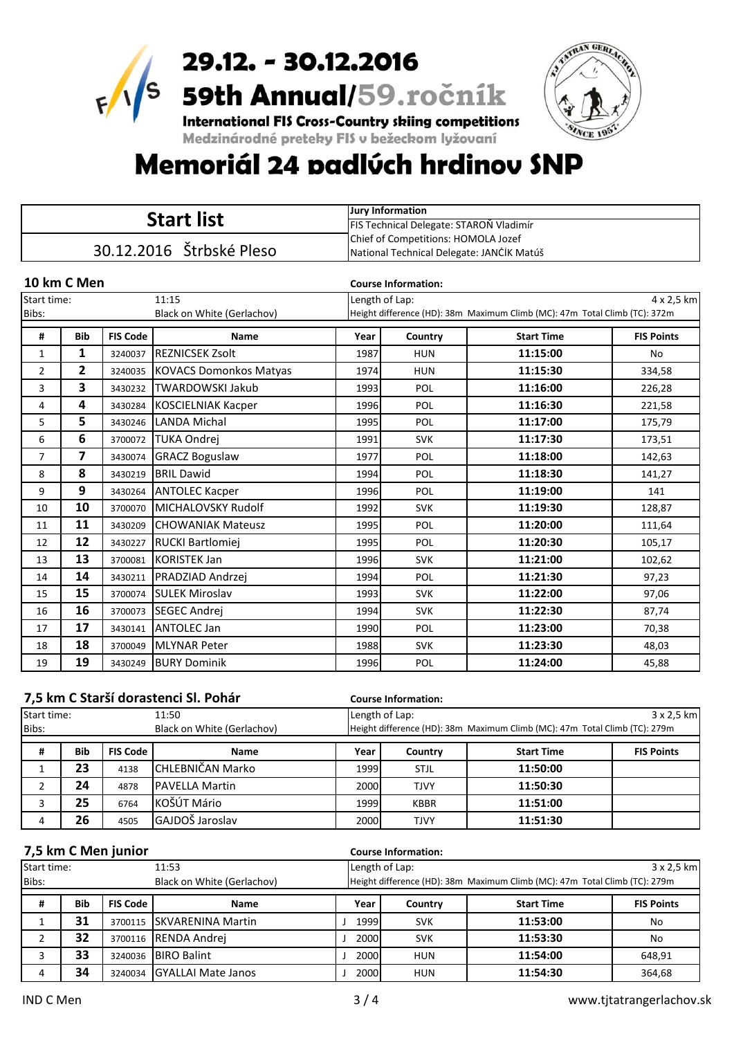# 29.12. - 30.12.2016

# 59th Annual/59.ročník

**International FIS Cross-Country skiing competitions**

Medzinárodné preteky FIS v bežeckom lyžovaní

# Memoriál 24 padlých hrdinov SNP

| Start list | Jury Information |
|---|---|
| | FIS Technical Delegate: STAROŇ Vladimír |
| 30.12.2016 Štrbské Pleso | Chief of Competitions: HOMOLA Jozef |
| | National Technical Delegate: JANČÍK Matúš |

## 10 km C Men

**Course Information:**

Start time: 11:15
Bibs: Black on White (Gerlachov)
Length of Lap: 4 x 2,5 km
Height difference (HD): 38m Maximum Climb (MC): 47m Total Climb (TC): 372m

| # | Bib | FIS Code | Name | Year | Country | Start Time | FIS Points |
|---|---|---|---|---|---|---|---|
| 1 | **1** | 3240037 | REZNICSEK Zsolt | 1987 | HUN | **11:15:00** | No |
| 2 | **2** | 3240035 | KOVACS Domonkos Matyas | 1974 | HUN | **11:15:30** | 334,58 |
| 3 | **3** | 3430232 | TWARDOWSKI Jakub | 1993 | POL | **11:16:00** | 226,28 |
| 4 | **4** | 3430284 | KOSCIELNIAK Kacper | 1996 | POL | **11:16:30** | 221,58 |
| 5 | **5** | 3430246 | LANDA Michal | 1995 | POL | **11:17:00** | 175,79 |
| 6 | **6** | 3700072 | TUKA Ondrej | 1991 | SVK | **11:17:30** | 173,51 |
| 7 | **7** | 3430074 | GRACZ Boguslaw | 1977 | POL | **11:18:00** | 142,63 |
| 8 | **8** | 3430219 | BRIL Dawid | 1994 | POL | **11:18:30** | 141,27 |
| 9 | **9** | 3430264 | ANTOLEC Kacper | 1996 | POL | **11:19:00** | 141 |
| 10 | **10** | 3700070 | MICHALOVSKY Rudolf | 1992 | SVK | **11:19:30** | 128,87 |
| 11 | **11** | 3430209 | CHOWANIAK Mateusz | 1995 | POL | **11:20:00** | 111,64 |
| 12 | **12** | 3430227 | RUCKI Bartlomiej | 1995 | POL | **11:20:30** | 105,17 |
| 13 | **13** | 3700081 | KORISTEK Jan | 1996 | SVK | **11:21:00** | 102,62 |
| 14 | **14** | 3430211 | PRADZIAD Andrzej | 1994 | POL | **11:21:30** | 97,23 |
| 15 | **15** | 3700074 | SULEK Miroslav | 1993 | SVK | **11:22:00** | 97,06 |
| 16 | **16** | 3700073 | SEGEC Andrej | 1994 | SVK | **11:22:30** | 87,74 |
| 17 | **17** | 3430141 | ANTOLEC Jan | 1990 | POL | **11:23:00** | 70,38 |
| 18 | **18** | 3700049 | MLYNAR Peter | 1988 | SVK | **11:23:30** | 48,03 |
| 19 | **19** | 3430249 | BURY Dominik | 1996 | POL | **11:24:00** | 45,88 |

## 7,5 km C Starší dorastenci Sl. Pohár

**Course Information:**

Start time: 11:50
Bibs: Black on White (Gerlachov)
Length of Lap: 3 x 2,5 km
Height difference (HD): 38m Maximum Climb (MC): 47m Total Climb (TC): 279m

| # | Bib | FIS Code | Name | Year | Country | Start Time | FIS Points |
|---|---|---|---|---|---|---|---|
| 1 | **23** | 4138 | CHLEBNIČAN Marko | 1999 | STJL | **11:50:00** | |
| 2 | **24** | 4878 | PAVELLA Martin | 2000 | TJVY | **11:50:30** | |
| 3 | **25** | 6764 | KOŠÚT Mário | 1999 | KBBR | **11:51:00** | |
| 4 | **26** | 4505 | GAJDOŠ Jaroslav | 2000 | TJVY | **11:51:30** | |

## 7,5 km C Men junior

**Course Information:**

Start time: 11:53
Bibs: Black on White (Gerlachov)
Length of Lap: 3 x 2,5 km
Height difference (HD): 38m Maximum Climb (MC): 47m Total Climb (TC): 279m

| # | Bib | FIS Code | Name | | Year | Country | Start Time | FIS Points |
|---|---|---|---|---|---|---|---|---|
| 1 | **31** | 3700115 | SKVARENINA Martin | J | 1999 | SVK | **11:53:00** | No |
| 2 | **32** | 3700116 | RENDA Andrej | J | 2000 | SVK | **11:53:30** | No |
| 3 | **33** | 3240036 | BIRO Balint | J | 2000 | HUN | **11:54:00** | 648,91 |
| 4 | **34** | 3240034 | GYALLAI Mate Janos | J | 2000 | HUN | **11:54:30** | 364,68 |

IND C Men

www.tjtatrangerlachov.sk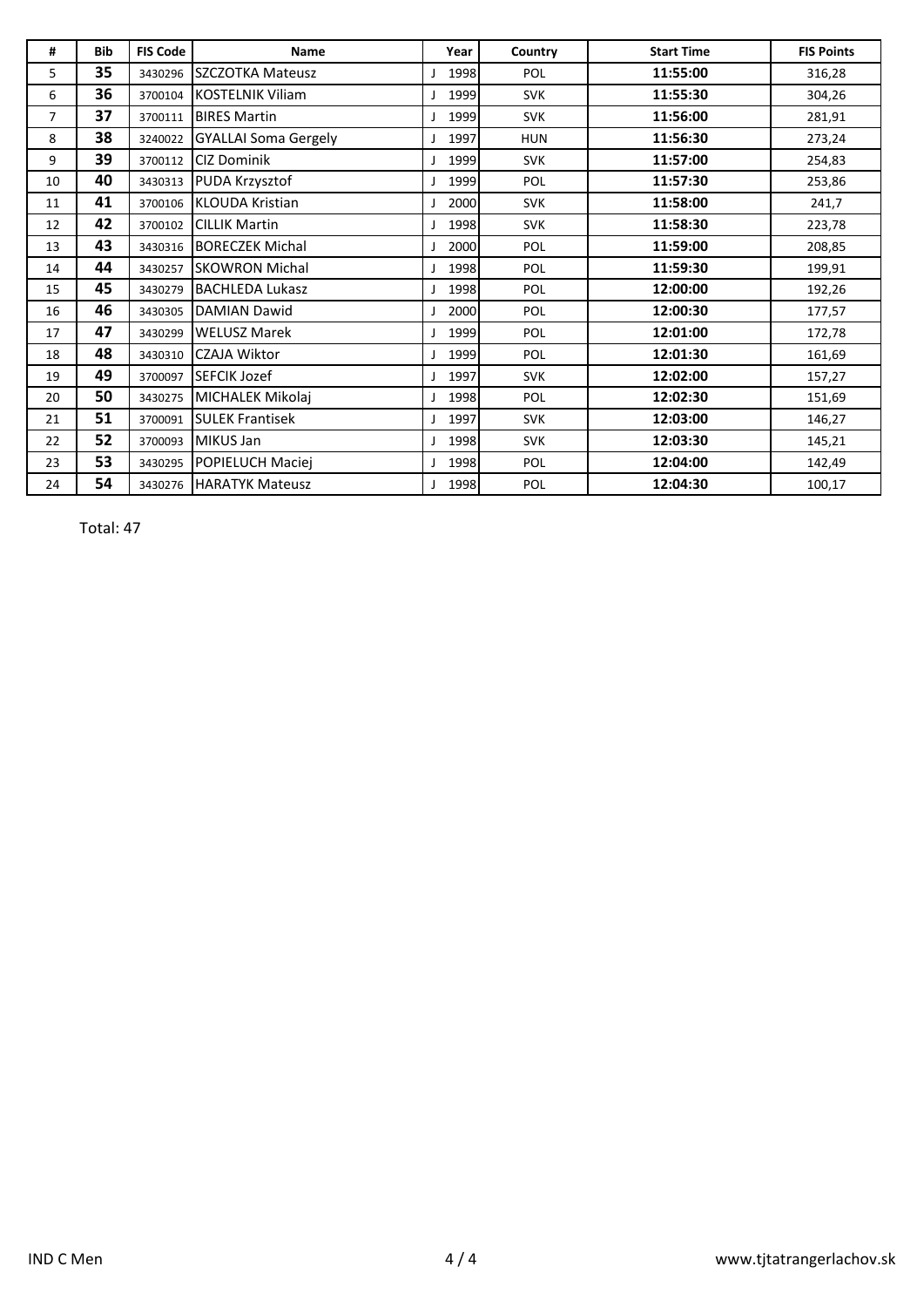| # | Bib | FIS Code | Name | Year | Country | Start Time | FIS Points |
|---|---|---|---|---|---|---|---|
| 5 | **35** | 3430296 | SZCZOTKA Mateusz | J 1998 | POL | **11:55:00** | 316,28 |
| 6 | **36** | 3700104 | KOSTELNIK Viliam | J 1999 | SVK | **11:55:30** | 304,26 |
| 7 | **37** | 3700111 | BIRES Martin | J 1999 | SVK | **11:56:00** | 281,91 |
| 8 | **38** | 3240022 | GYALLAI Soma Gergely | J 1997 | HUN | **11:56:30** | 273,24 |
| 9 | **39** | 3700112 | CIZ Dominik | J 1999 | SVK | **11:57:00** | 254,83 |
| 10 | **40** | 3430313 | PUDA Krzysztof | J 1999 | POL | **11:57:30** | 253,86 |
| 11 | **41** | 3700106 | KLOUDA Kristian | J 2000 | SVK | **11:58:00** | 241,7 |
| 12 | **42** | 3700102 | CILLIK Martin | J 1998 | SVK | **11:58:30** | 223,78 |
| 13 | **43** | 3430316 | BORECZEK Michal | J 2000 | POL | **11:59:00** | 208,85 |
| 14 | **44** | 3430257 | SKOWRON Michal | J 1998 | POL | **11:59:30** | 199,91 |
| 15 | **45** | 3430279 | BACHLEDA Lukasz | J 1998 | POL | **12:00:00** | 192,26 |
| 16 | **46** | 3430305 | DAMIAN Dawid | J 2000 | POL | **12:00:30** | 177,57 |
| 17 | **47** | 3430299 | WELUSZ Marek | J 1999 | POL | **12:01:00** | 172,78 |
| 18 | **48** | 3430310 | CZAJA Wiktor | J 1999 | POL | **12:01:30** | 161,69 |
| 19 | **49** | 3700097 | SEFCIK Jozef | J 1997 | SVK | **12:02:00** | 157,27 |
| 20 | **50** | 3430275 | MICHALEK Mikolaj | J 1998 | POL | **12:02:30** | 151,69 |
| 21 | **51** | 3700091 | SULEK Frantisek | J 1997 | SVK | **12:03:00** | 146,27 |
| 22 | **52** | 3700093 | MIKUS Jan | J 1998 | SVK | **12:03:30** | 145,21 |
| 23 | **53** | 3430295 | POPIELUCH Maciej | J 1998 | POL | **12:04:00** | 142,49 |
| 24 | **54** | 3430276 | HARATYK Mateusz | J 1998 | POL | **12:04:30** | 100,17 |

Total: 47